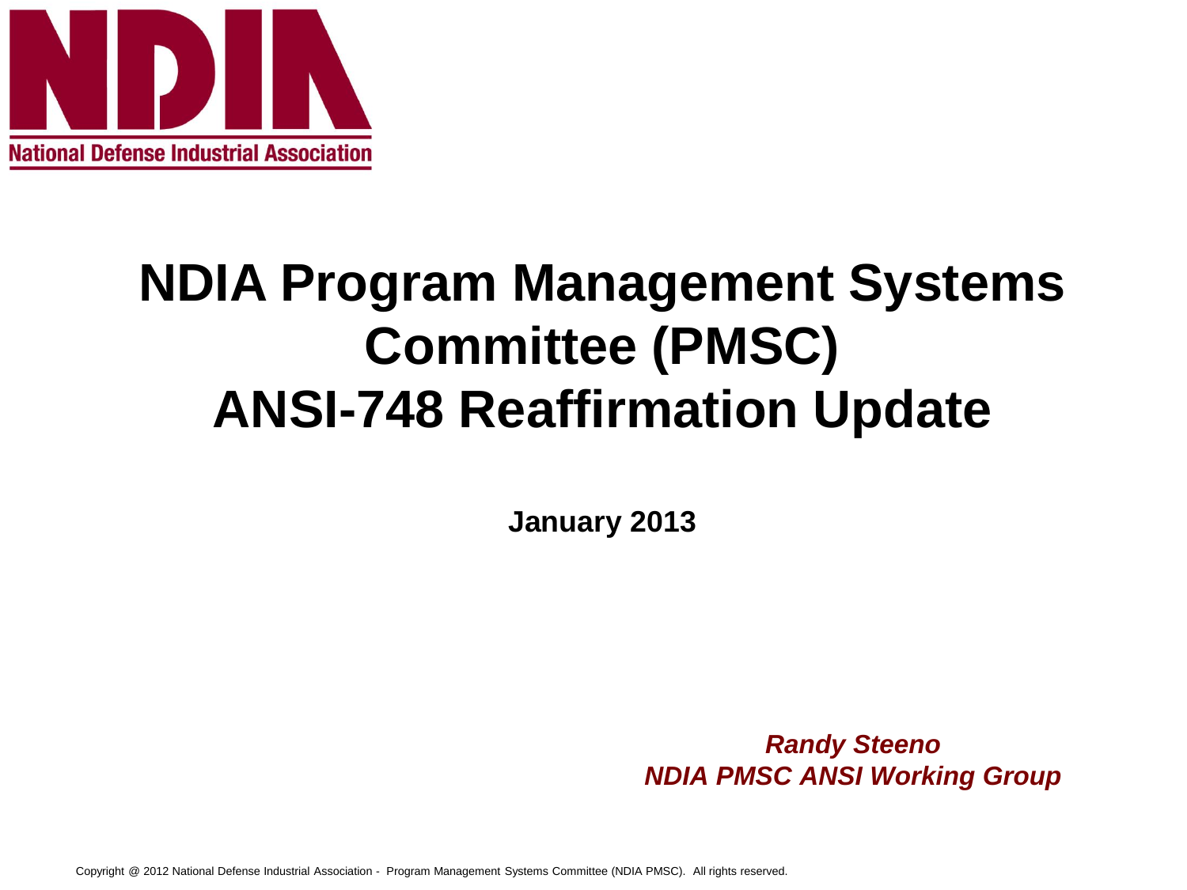**National Defense Industrial Association**

# NDIA Program Management Systems Committee (PMSC) ANSI-748 Reaffirmation Update

**January 2013**

***Randy Steeno***
***NDIA PMSC ANSI Working Group***

Copyright @ 2012 National Defense Industrial Association - Program Management Systems Committee (NDIA PMSC). All rights reserved.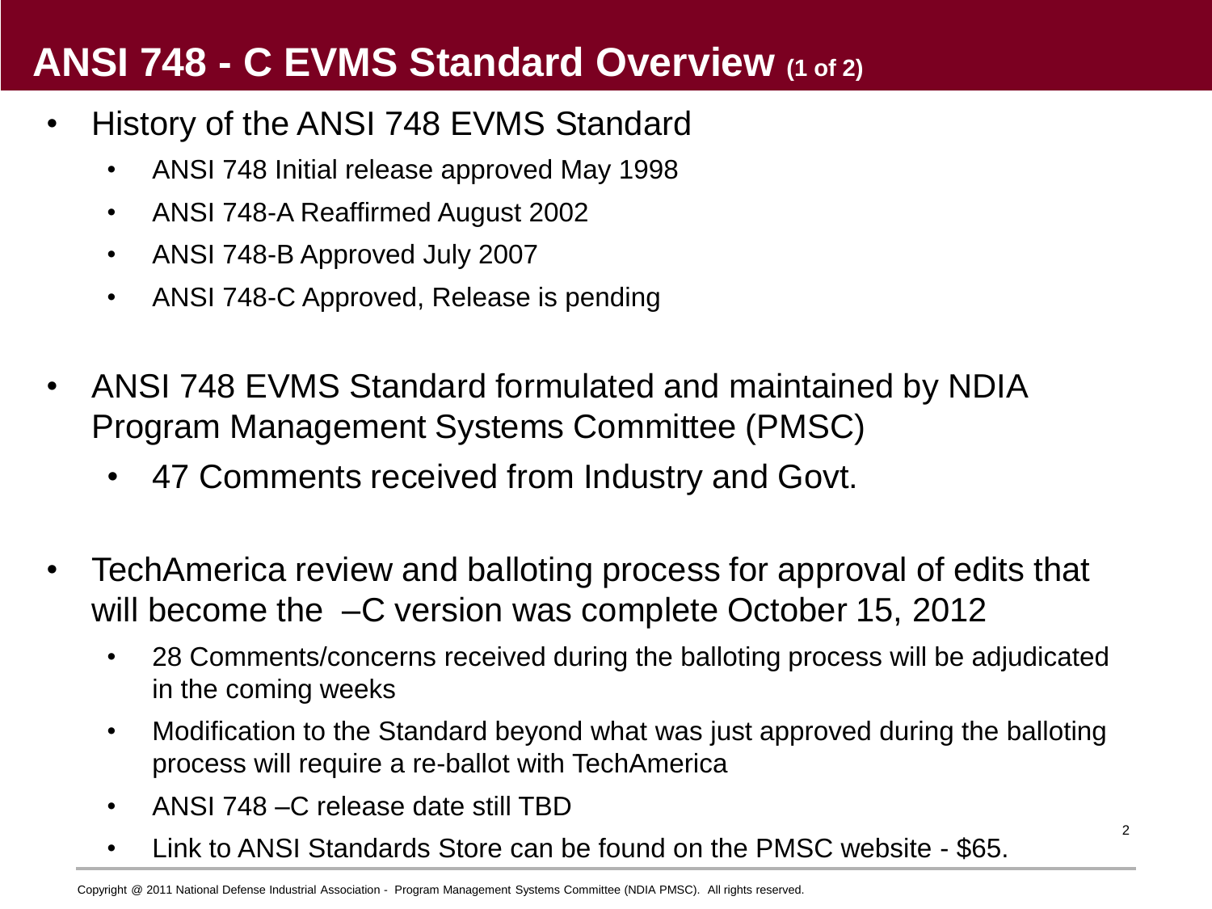# ANSI 748 - C EVMS Standard Overview (1 of 2)

- History of the ANSI 748 EVMS Standard
  - ANSI 748 Initial release approved May 1998
  - ANSI 748-A Reaffirmed August 2002
  - ANSI 748-B Approved July 2007
  - ANSI 748-C Approved, Release is pending

- ANSI 748 EVMS Standard formulated and maintained by NDIA Program Management Systems Committee (PMSC)
  - 47 Comments received from Industry and Govt.

- TechAmerica review and balloting process for approval of edits that will become the –C version was complete October 15, 2012
  - 28 Comments/concerns received during the balloting process will be adjudicated in the coming weeks
  - Modification to the Standard beyond what was just approved during the balloting process will require a re-ballot with TechAmerica
  - ANSI 748 –C release date still TBD
  - Link to ANSI Standards Store can be found on the PMSC website - $65.

Copyright @ 2011 National Defense Industrial Association - Program Management Systems Committee (NDIA PMSC). All rights reserved.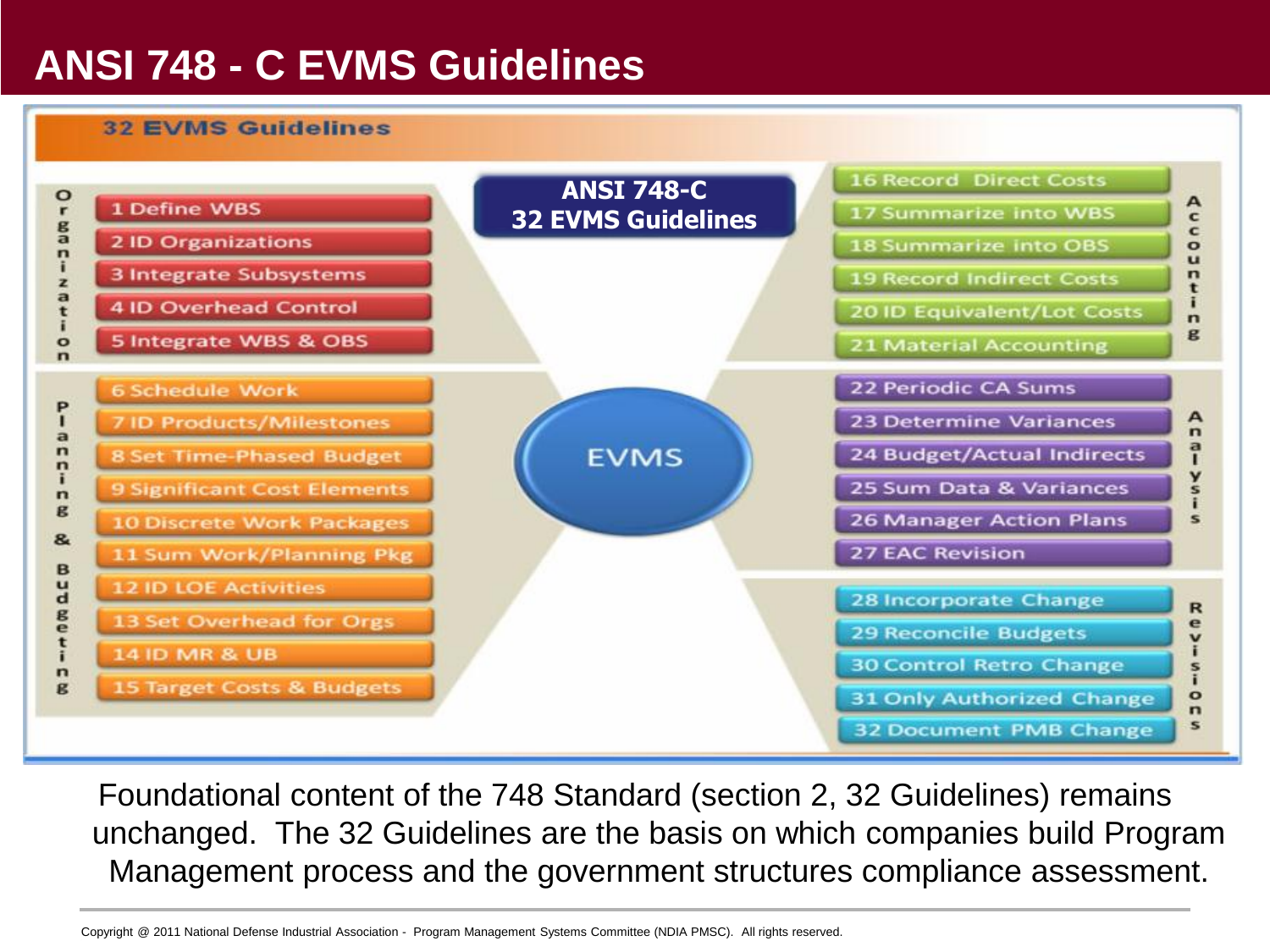# ANSI 748 - C EVMS Guidelines

## 32 EVMS Guidelines

**ANSI 748-C 32 EVMS Guidelines**

**EVMS**

**Organization**

- 1 Define WBS
- 2 ID Organizations
- 3 Integrate Subsystems
- 4 ID Overhead Control
- 5 Integrate WBS & OBS

**Planning & Budgeting**

- 6 Schedule Work
- 7 ID Products/Milestones
- 8 Set Time-Phased Budget
- 9 Significant Cost Elements
- 10 Discrete Work Packages
- 11 Sum Work/Planning Pkg
- 12 ID LOE Activities
- 13 Set Overhead for Orgs
- 14 ID MR & UB
- 15 Target Costs & Budgets

**Accounting**

- 16 Record Direct Costs
- 17 Summarize into WBS
- 18 Summarize into OBS
- 19 Record Indirect Costs
- 20 ID Equivalent/Lot Costs
- 21 Material Accounting

**Analysis**

- 22 Periodic CA Sums
- 23 Determine Variances
- 24 Budget/Actual Indirects
- 25 Sum Data & Variances
- 26 Manager Action Plans
- 27 EAC Revision

**Revisions**

- 28 Incorporate Change
- 29 Reconcile Budgets
- 30 Control Retro Change
- 31 Only Authorized Change
- 32 Document PMB Change

Foundational content of the 748 Standard (section 2, 32 Guidelines) remains unchanged. The 32 Guidelines are the basis on which companies build Program Management process and the government structures compliance assessment.

Copyright @ 2011 National Defense Industrial Association - Program Management Systems Committee (NDIA PMSC). All rights reserved.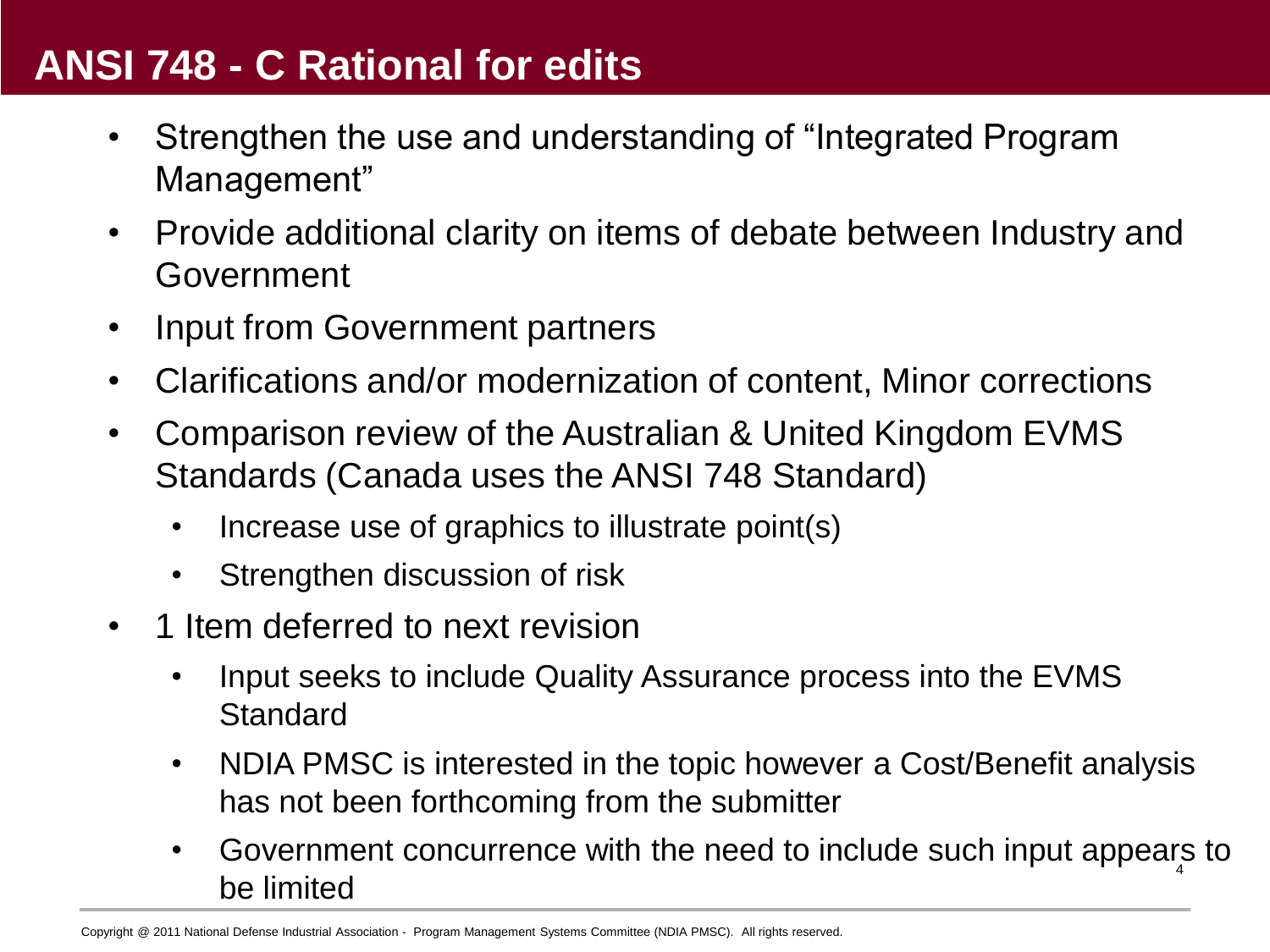# ANSI 748 - C Rational for edits

- Strengthen the use and understanding of "Integrated Program Management"
- Provide additional clarity on items of debate between Industry and Government
- Input from Government partners
- Clarifications and/or modernization of content, Minor corrections
- Comparison review of the Australian & United Kingdom EVMS Standards (Canada uses the ANSI 748 Standard)
  - Increase use of graphics to illustrate point(s)
  - Strengthen discussion of risk
- 1 Item deferred to next revision
  - Input seeks to include Quality Assurance process into the EVMS Standard
  - NDIA PMSC is interested in the topic however a Cost/Benefit analysis has not been forthcoming from the submitter
  - Government concurrence with the need to include such input appears to be limited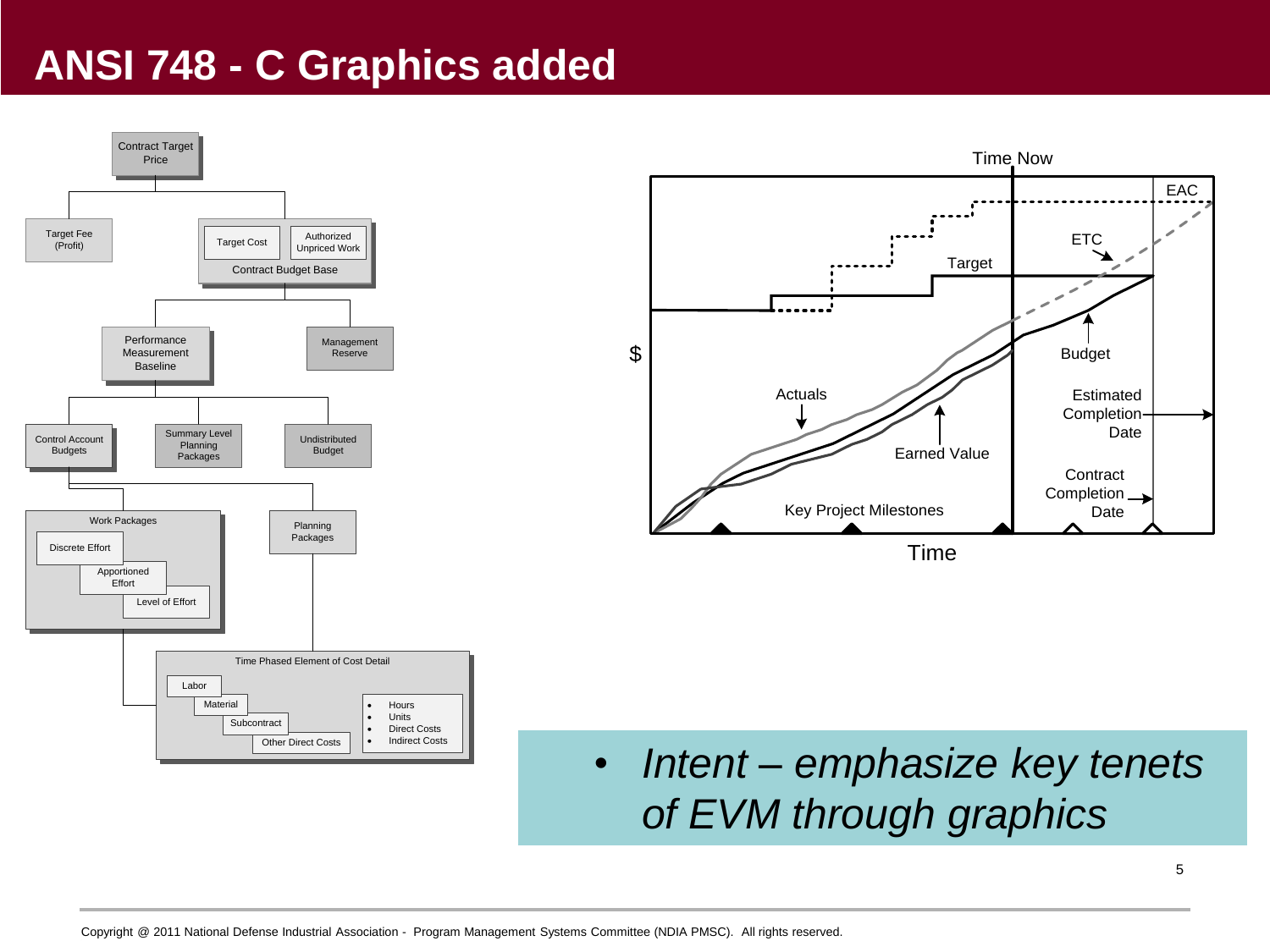# ANSI 748 - C Graphics added

Contract Target Price

Target Fee (Profit)

Target Cost

Authorized Unpriced Work

Contract Budget Base

Performance Measurement Baseline

Management Reserve

Control Account Budgets

Summary Level Planning Packages

Undistributed Budget

Work Packages

Discrete Effort

Apportioned Effort

Level of Effort

Planning Packages

Time Phased Element of Cost Detail

Labor

Material

Subcontract

Other Direct Costs

- Hours
- Units
- Direct Costs
- Indirect Costs

Time Now

EAC

ETC

Target

$

Budget

Actuals

Estimated Completion Date

Earned Value

Contract Completion Date

Key Project Milestones

Time

- *Intent – emphasize key tenets of EVM through graphics*

Copyright @ 2011 National Defense Industrial Association - Program Management Systems Committee (NDIA PMSC). All rights reserved.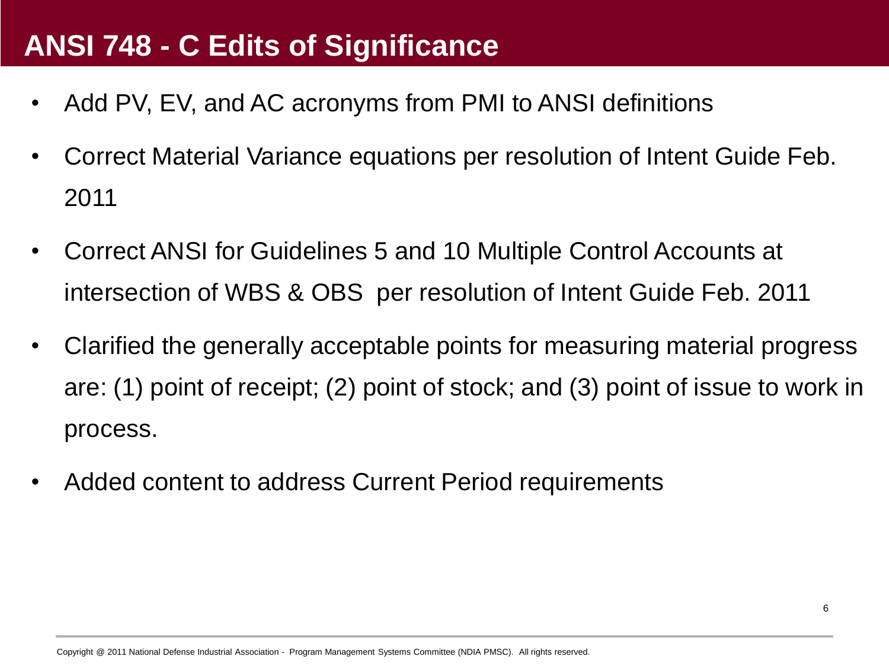# ANSI 748 - C Edits of Significance

- Add PV, EV, and AC acronyms from PMI to ANSI definitions
- Correct Material Variance equations per resolution of Intent Guide Feb. 2011
- Correct ANSI for Guidelines 5 and 10 Multiple Control Accounts at intersection of WBS & OBS per resolution of Intent Guide Feb. 2011
- Clarified the generally acceptable points for measuring material progress are: (1) point of receipt; (2) point of stock; and (3) point of issue to work in process.
- Added content to address Current Period requirements

Copyright @ 2011 National Defense Industrial Association - Program Management Systems Committee (NDIA PMSC). All rights reserved.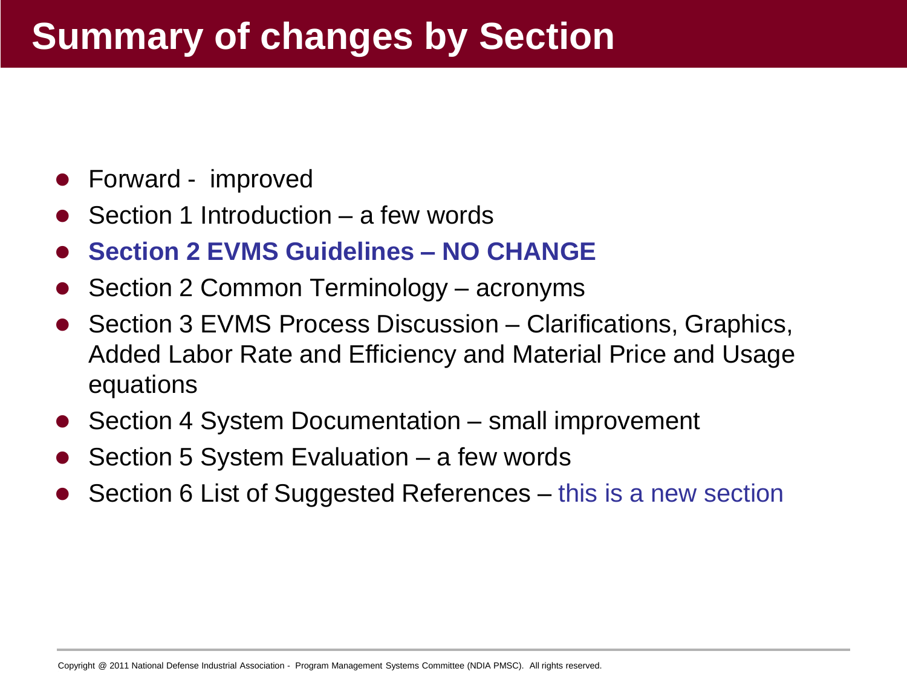# Summary of changes by Section

- Forward - improved
- Section 1 Introduction – a few words
- **Section 2 EVMS Guidelines – NO CHANGE**
- Section 2 Common Terminology – acronyms
- Section 3 EVMS Process Discussion – Clarifications, Graphics, Added Labor Rate and Efficiency and Material Price and Usage equations
- Section 4 System Documentation – small improvement
- Section 5 System Evaluation – a few words
- Section 6 List of Suggested References – this is a new section

Copyright @ 2011 National Defense Industrial Association - Program Management Systems Committee (NDIA PMSC). All rights reserved.